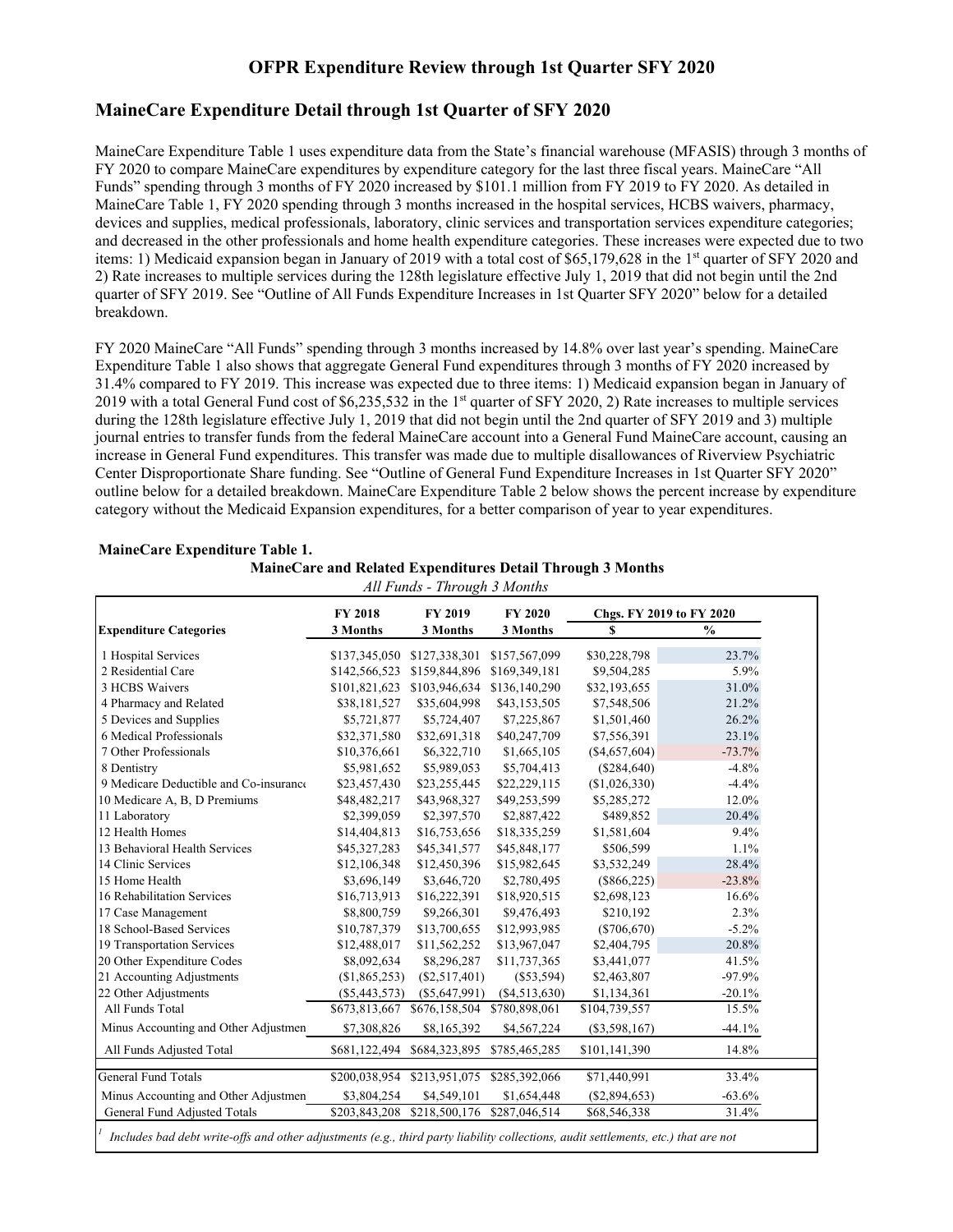# OFPR Expenditure Review through 1st Quarter SFY 2020

## MaineCare Expenditure Detail through 1st Quarter of SFY 2020

MaineCare Expenditure Table 1 uses expenditure data from the State's financial warehouse (MFASIS) through 3 months of FY 2020 to compare MaineCare expenditures by expenditure category for the last three fiscal years. MaineCare "All Funds" spending through 3 months of FY 2020 increased by $101.1 million from FY 2019 to FY 2020. As detailed in MaineCare Table 1, FY 2020 spending through 3 months increased in the hospital services, HCBS waivers, pharmacy, devices and supplies, medical professionals, laboratory, clinic services and transportation services expenditure categories; and decreased in the other professionals and home health expenditure categories. These increases were expected due to two items: 1) Medicaid expansion began in January of 2019 with a total cost of $65,179,628 in the 1st quarter of SFY 2020 and 2) Rate increases to multiple services during the 128th legislature effective July 1, 2019 that did not begin until the 2nd quarter of SFY 2019. See "Outline of All Funds Expenditure Increases in 1st Quarter SFY 2020" below for a detailed breakdown.

FY 2020 MaineCare "All Funds" spending through 3 months increased by 14.8% over last year's spending. MaineCare Expenditure Table 1 also shows that aggregate General Fund expenditures through 3 months of FY 2020 increased by 31.4% compared to FY 2019. This increase was expected due to three items: 1) Medicaid expansion began in January of 2019 with a total General Fund cost of $6,235,532 in the 1st quarter of SFY 2020, 2) Rate increases to multiple services during the 128th legislature effective July 1, 2019 that did not begin until the 2nd quarter of SFY 2019 and 3) multiple journal entries to transfer funds from the federal MaineCare account into a General Fund MaineCare account, causing an increase in General Fund expenditures. This transfer was made due to multiple disallowances of Riverview Psychiatric Center Disproportionate Share funding. See "Outline of General Fund Expenditure Increases in 1st Quarter SFY 2020" outline below for a detailed breakdown. MaineCare Expenditure Table 2 below shows the percent increase by expenditure category without the Medicaid Expansion expenditures, for a better comparison of year to year expenditures.

**MaineCare Expenditure Table 1.**

**MaineCare and Related Expenditures Detail Through 3 Months**

*All Funds - Through 3 Months*

| Expenditure Categories | FY 2018 3 Months | FY 2019 3 Months | FY 2020 3 Months | Chgs. FY 2019 to FY 2020 $ | % |
|---|---|---|---|---|---|
| 1 Hospital Services | $137,345,050 | $127,338,301 | $157,567,099 | $30,228,798 | 23.7% |
| 2 Residential Care | $142,566,523 | $159,844,896 | $169,349,181 | $9,504,285 | 5.9% |
| 3 HCBS Waivers | $101,821,623 | $103,946,634 | $136,140,290 | $32,193,655 | 31.0% |
| 4 Pharmacy and Related | $38,181,527 | $35,604,998 | $43,153,505 | $7,548,506 | 21.2% |
| 5 Devices and Supplies | $5,721,877 | $5,724,407 | $7,225,867 | $1,501,460 | 26.2% |
| 6 Medical Professionals | $32,371,580 | $32,691,318 | $40,247,709 | $7,556,391 | 23.1% |
| 7 Other Professionals | $10,376,661 | $6,322,710 | $1,665,105 | ($4,657,604) | -73.7% |
| 8 Dentistry | $5,981,652 | $5,989,053 | $5,704,413 | ($284,640) | -4.8% |
| 9 Medicare Deductible and Co-insurance | $23,457,430 | $23,255,445 | $22,229,115 | ($1,026,330) | -4.4% |
| 10 Medicare A, B, D Premiums | $48,482,217 | $43,968,327 | $49,253,599 | $5,285,272 | 12.0% |
| 11 Laboratory | $2,399,059 | $2,397,570 | $2,887,422 | $489,852 | 20.4% |
| 12 Health Homes | $14,404,813 | $16,753,656 | $18,335,259 | $1,581,604 | 9.4% |
| 13 Behavioral Health Services | $45,327,283 | $45,341,577 | $45,848,177 | $506,599 | 1.1% |
| 14 Clinic Services | $12,106,348 | $12,450,396 | $15,982,645 | $3,532,249 | 28.4% |
| 15 Home Health | $3,696,149 | $3,646,720 | $2,780,495 | ($866,225) | -23.8% |
| 16 Rehabilitation Services | $16,713,913 | $16,222,391 | $18,920,515 | $2,698,123 | 16.6% |
| 17 Case Management | $8,800,759 | $9,266,301 | $9,476,493 | $210,192 | 2.3% |
| 18 School-Based Services | $10,787,379 | $13,700,655 | $12,993,985 | ($706,670) | -5.2% |
| 19 Transportation Services | $12,488,017 | $11,562,252 | $13,967,047 | $2,404,795 | 20.8% |
| 20 Other Expenditure Codes | $8,092,634 | $8,296,287 | $11,737,365 | $3,441,077 | 41.5% |
| 21 Accounting Adjustments | ($1,865,253) | ($2,517,401) | ($53,594) | $2,463,807 | -97.9% |
| 22 Other Adjustments | ($5,443,573) | ($5,647,991) | ($4,513,630) | $1,134,361 | -20.1% |
| All Funds Total | $673,813,667 | $676,158,504 | $780,898,061 | $104,739,557 | 15.5% |
| Minus Accounting and Other Adjustmen | $7,308,826 | $8,165,392 | $4,567,224 | ($3,598,167) | -44.1% |
| All Funds Adjusted Total | $681,122,494 | $684,323,895 | $785,465,285 | $101,141,390 | 14.8% |
| General Fund Totals | $200,038,954 | $213,951,075 | $285,392,066 | $71,440,991 | 33.4% |
| Minus Accounting and Other Adjustmen | $3,804,254 | $4,549,101 | $1,654,448 | ($2,894,653) | -63.6% |
| General Fund Adjusted Totals | $203,843,208 | $218,500,176 | $287,046,514 | $68,546,338 | 31.4% |

[1] *Includes bad debt write-offs and other adjustments (e.g., third party liability collections, audit settlements, etc.) that are not*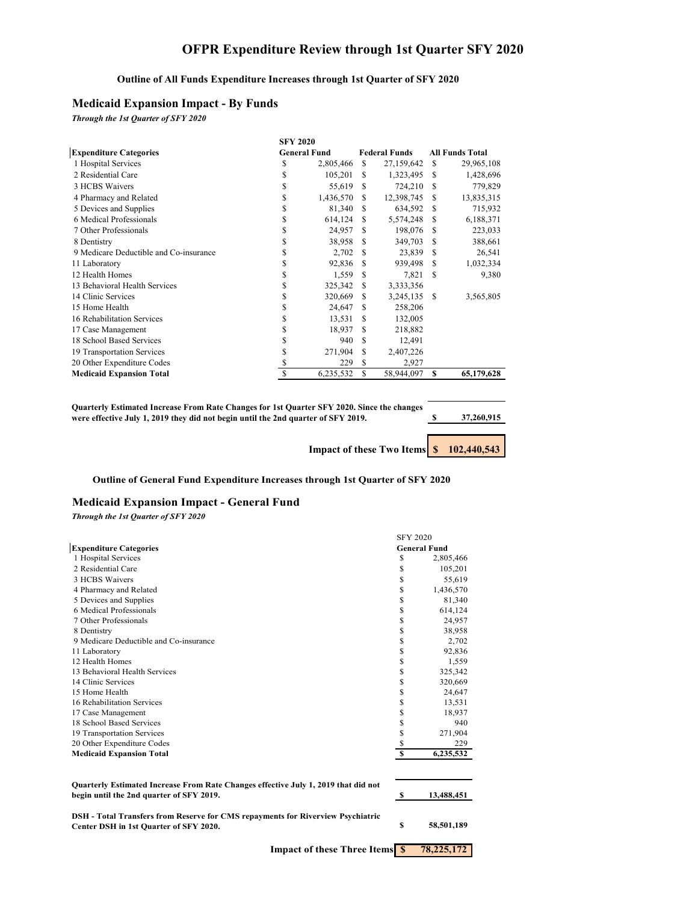# OFPR Expenditure Review through 1st Quarter SFY 2020

**Outline of All Funds Expenditure Increases through 1st Quarter of SFY 2020**

## Medicaid Expansion Impact - By Funds

***Through the 1st Quarter of SFY 2020***

| Expenditure Categories | SFY 2020 General Fund | Federal Funds | All Funds Total |
|---|---|---|---|
| 1 Hospital Services | $ 2,805,466 | $ 27,159,642 | $ 29,965,108 |
| 2 Residential Care | $ 105,201 | $ 1,323,495 | $ 1,428,696 |
| 3 HCBS Waivers | $ 55,619 | $ 724,210 | $ 779,829 |
| 4 Pharmacy and Related | $ 1,436,570 | $ 12,398,745 | $ 13,835,315 |
| 5 Devices and Supplies | $ 81,340 | $ 634,592 | $ 715,932 |
| 6 Medical Professionals | $ 614,124 | $ 5,574,248 | $ 6,188,371 |
| 7 Other Professionals | $ 24,957 | $ 198,076 | $ 223,033 |
| 8 Dentistry | $ 38,958 | $ 349,703 | $ 388,661 |
| 9 Medicare Deductible and Co-insurance | $ 2,702 | $ 23,839 | $ 26,541 |
| 11 Laboratory | $ 92,836 | $ 939,498 | $ 1,032,334 |
| 12 Health Homes | $ 1,559 | $ 7,821 | $ 9,380 |
| 13 Behavioral Health Services | $ 325,342 | $ 3,333,356 | |
| 14 Clinic Services | $ 320,669 | $ 3,245,135 | $ 3,565,805 |
| 15 Home Health | $ 24,647 | $ 258,206 | |
| 16 Rehabilitation Services | $ 13,531 | $ 132,005 | |
| 17 Case Management | $ 18,937 | $ 218,882 | |
| 18 School Based Services | $ 940 | $ 12,491 | |
| 19 Transportation Services | $ 271,904 | $ 2,407,226 | |
| 20 Other Expenditure Codes | $ 229 | $ 2,927 | |
| **Medicaid Expansion Total** | $ 6,235,532 | $ 58,944,097 | **$ 65,179,628** |

| | |
|---|---|
| **Quarterly Estimated Increase From Rate Changes for 1st Quarter SFY 2020. Since the changes were effective July 1, 2019 they did not begin until the 2nd quarter of SFY 2019.** | **$ 37,260,915** |
| **Impact of these Two Items** | **$ 102,440,543** |

**Outline of General Fund Expenditure Increases through 1st Quarter of SFY 2020**

## Medicaid Expansion Impact - General Fund

***Through the 1st Quarter of SFY 2020***

| Expenditure Categories | SFY 2020 General Fund |
|---|---|
| 1 Hospital Services | $ 2,805,466 |
| 2 Residential Care | $ 105,201 |
| 3 HCBS Waivers | $ 55,619 |
| 4 Pharmacy and Related | $ 1,436,570 |
| 5 Devices and Supplies | $ 81,340 |
| 6 Medical Professionals | $ 614,124 |
| 7 Other Professionals | $ 24,957 |
| 8 Dentistry | $ 38,958 |
| 9 Medicare Deductible and Co-insurance | $ 2,702 |
| 11 Laboratory | $ 92,836 |
| 12 Health Homes | $ 1,559 |
| 13 Behavioral Health Services | $ 325,342 |
| 14 Clinic Services | $ 320,669 |
| 15 Home Health | $ 24,647 |
| 16 Rehabilitation Services | $ 13,531 |
| 17 Case Management | $ 18,937 |
| 18 School Based Services | $ 940 |
| 19 Transportation Services | $ 271,904 |
| 20 Other Expenditure Codes | $ 229 |
| **Medicaid Expansion Total** | **$ 6,235,532** |

| | |
|---|---|
| **Quarterly Estimated Increase From Rate Changes effective July 1, 2019 that did not begin until the 2nd quarter of SFY 2019.** | **$ 13,488,451** |
| **DSH - Total Transfers from Reserve for CMS repayments for Riverview Psychiatric Center DSH in 1st Quarter of SFY 2020.** | **$ 58,501,189** |
| **Impact of these Three Items** | **$ 78,225,172** |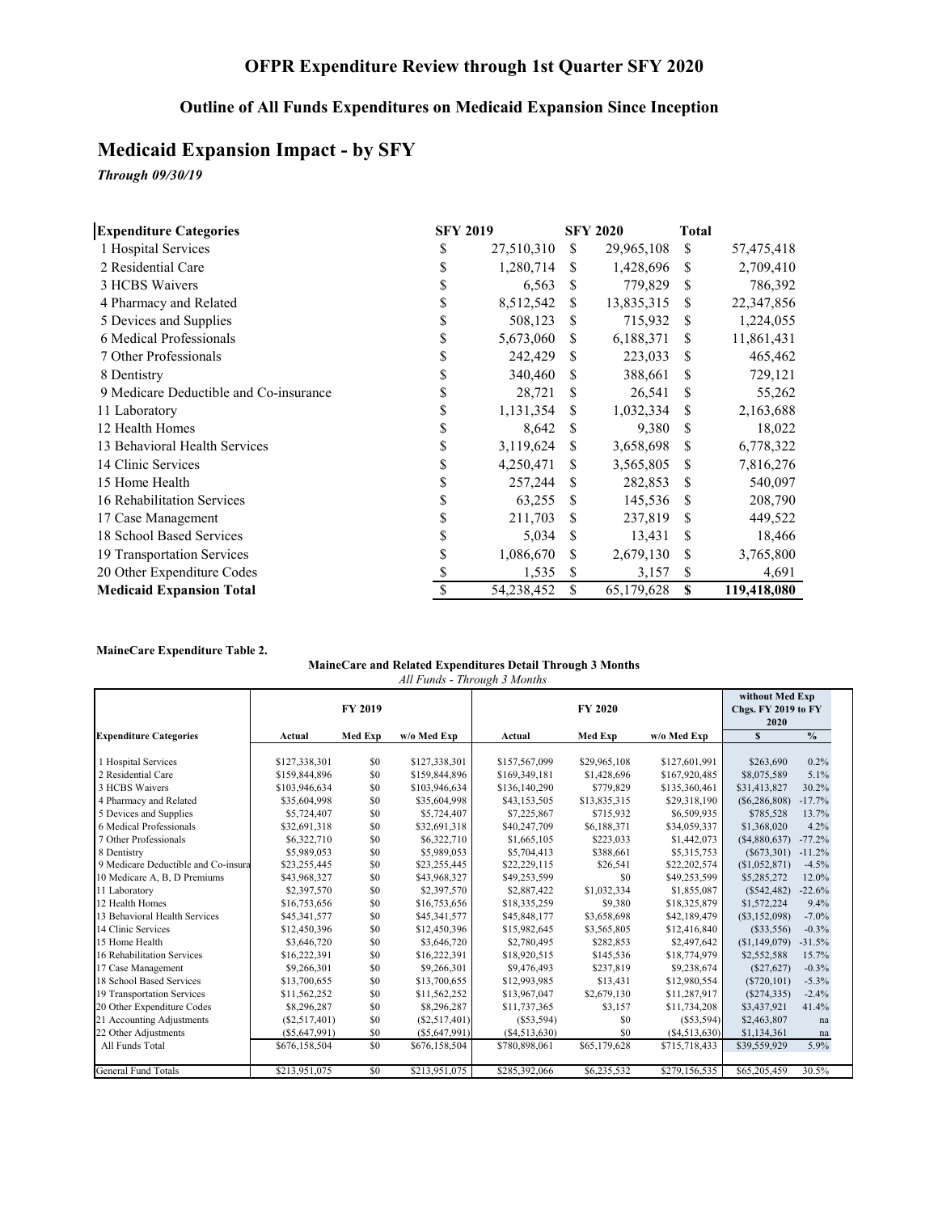## OFPR Expenditure Review through 1st Quarter SFY 2020

### Outline of All Funds Expenditures on Medicaid Expansion Since Inception

# Medicaid Expansion Impact - by SFY

*Through 09/30/19*

| Expenditure Categories | SFY 2019 | SFY 2020 | Total |
|---|---|---|---|
| 1 Hospital Services | $ 27,510,310 | $ 29,965,108 | $ 57,475,418 |
| 2 Residential Care | $ 1,280,714 | $ 1,428,696 | $ 2,709,410 |
| 3 HCBS Waivers | $ 6,563 | $ 779,829 | $ 786,392 |
| 4 Pharmacy and Related | $ 8,512,542 | $ 13,835,315 | $ 22,347,856 |
| 5 Devices and Supplies | $ 508,123 | $ 715,932 | $ 1,224,055 |
| 6 Medical Professionals | $ 5,673,060 | $ 6,188,371 | $ 11,861,431 |
| 7 Other Professionals | $ 242,429 | $ 223,033 | $ 465,462 |
| 8 Dentistry | $ 340,460 | $ 388,661 | $ 729,121 |
| 9 Medicare Deductible and Co-insurance | $ 28,721 | $ 26,541 | $ 55,262 |
| 11 Laboratory | $ 1,131,354 | $ 1,032,334 | $ 2,163,688 |
| 12 Health Homes | $ 8,642 | $ 9,380 | $ 18,022 |
| 13 Behavioral Health Services | $ 3,119,624 | $ 3,658,698 | $ 6,778,322 |
| 14 Clinic Services | $ 4,250,471 | $ 3,565,805 | $ 7,816,276 |
| 15 Home Health | $ 257,244 | $ 282,853 | $ 540,097 |
| 16 Rehabilitation Services | $ 63,255 | $ 145,536 | $ 208,790 |
| 17 Case Management | $ 211,703 | $ 237,819 | $ 449,522 |
| 18 School Based Services | $ 5,034 | $ 13,431 | $ 18,466 |
| 19 Transportation Services | $ 1,086,670 | $ 2,679,130 | $ 3,765,800 |
| 20 Other Expenditure Codes | $ 1,535 | $ 3,157 | $ 4,691 |
| **Medicaid Expansion Total** | $ 54,238,452 | $ 65,179,628 | **$ 119,418,080** |

**MaineCare Expenditure Table 2.**

**MaineCare and Related Expenditures Detail Through 3 Months**

*All Funds - Through 3 Months*

| | FY 2019 | | | FY 2020 | | | without Med Exp Chgs. FY 2019 to FY 2020 | |
|---|---|---|---|---|---|---|---|---|
| **Expenditure Categories** | **Actual** | **Med Exp** | **w/o Med Exp** | **Actual** | **Med Exp** | **w/o Med Exp** | **$** | **%** |
| 1 Hospital Services | $127,338,301 | $0 | $127,338,301 | $157,567,099 | $29,965,108 | $127,601,991 | $263,690 | 0.2% |
| 2 Residential Care | $159,844,896 | $0 | $159,844,896 | $169,349,181 | $1,428,696 | $167,920,485 | $8,075,589 | 5.1% |
| 3 HCBS Waivers | $103,946,634 | $0 | $103,946,634 | $136,140,290 | $779,829 | $135,360,461 | $31,413,827 | 30.2% |
| 4 Pharmacy and Related | $35,604,998 | $0 | $35,604,998 | $43,153,505 | $13,835,315 | $29,318,190 | ($6,286,808) | -17.7% |
| 5 Devices and Supplies | $5,724,407 | $0 | $5,724,407 | $7,225,867 | $715,932 | $6,509,935 | $785,528 | 13.7% |
| 6 Medical Professionals | $32,691,318 | $0 | $32,691,318 | $40,247,709 | $6,188,371 | $34,059,337 | $1,368,020 | 4.2% |
| 7 Other Professionals | $6,322,710 | $0 | $6,322,710 | $1,665,105 | $223,033 | $1,442,073 | ($4,880,637) | -77.2% |
| 8 Dentistry | $5,989,053 | $0 | $5,989,053 | $5,704,413 | $388,661 | $5,315,753 | ($673,301) | -11.2% |
| 9 Medicare Deductible and Co-insura | $23,255,445 | $0 | $23,255,445 | $22,229,115 | $26,541 | $22,202,574 | ($1,052,871) | -4.5% |
| 10 Medicare A, B, D Premiums | $43,968,327 | $0 | $43,968,327 | $49,253,599 | $0 | $49,253,599 | $5,285,272 | 12.0% |
| 11 Laboratory | $2,397,570 | $0 | $2,397,570 | $2,887,422 | $1,032,334 | $1,855,087 | ($542,482) | -22.6% |
| 12 Health Homes | $16,753,656 | $0 | $16,753,656 | $18,335,259 | $9,380 | $18,325,879 | $1,572,224 | 9.4% |
| 13 Behavioral Health Services | $45,341,577 | $0 | $45,341,577 | $45,848,177 | $3,658,698 | $42,189,479 | ($3,152,098) | -7.0% |
| 14 Clinic Services | $12,450,396 | $0 | $12,450,396 | $15,982,645 | $3,565,805 | $12,416,840 | ($33,556) | -0.3% |
| 15 Home Health | $3,646,720 | $0 | $3,646,720 | $2,780,495 | $282,853 | $2,497,642 | ($1,149,079) | -31.5% |
| 16 Rehabilitation Services | $16,222,391 | $0 | $16,222,391 | $18,920,515 | $145,536 | $18,774,979 | $2,552,588 | 15.7% |
| 17 Case Management | $9,266,301 | $0 | $9,266,301 | $9,476,493 | $237,819 | $9,238,674 | ($27,627) | -0.3% |
| 18 School Based Services | $13,700,655 | $0 | $13,700,655 | $12,993,985 | $13,431 | $12,980,554 | ($720,101) | -5.3% |
| 19 Transportation Services | $11,562,252 | $0 | $11,562,252 | $13,967,047 | $2,679,130 | $11,287,917 | ($274,335) | -2.4% |
| 20 Other Expenditure Codes | $8,296,287 | $0 | $8,296,287 | $11,737,365 | $3,157 | $11,734,208 | $3,437,921 | 41.4% |
| 21 Accounting Adjustments | ($2,517,401) | $0 | ($2,517,401) | ($53,594) | $0 | ($53,594) | $2,463,807 | na |
| 22 Other Adjustments | ($5,647,991) | $0 | ($5,647,991) | ($4,513,630) | $0 | ($4,513,630) | $1,134,361 | na |
| All Funds Total | $676,158,504 | $0 | $676,158,504 | $780,898,061 | $65,179,628 | $715,718,433 | $39,559,929 | 5.9% |
| General Fund Totals | $213,951,075 | $0 | $213,951,075 | $285,392,066 | $6,235,532 | $279,156,535 | $65,205,459 | 30.5% |